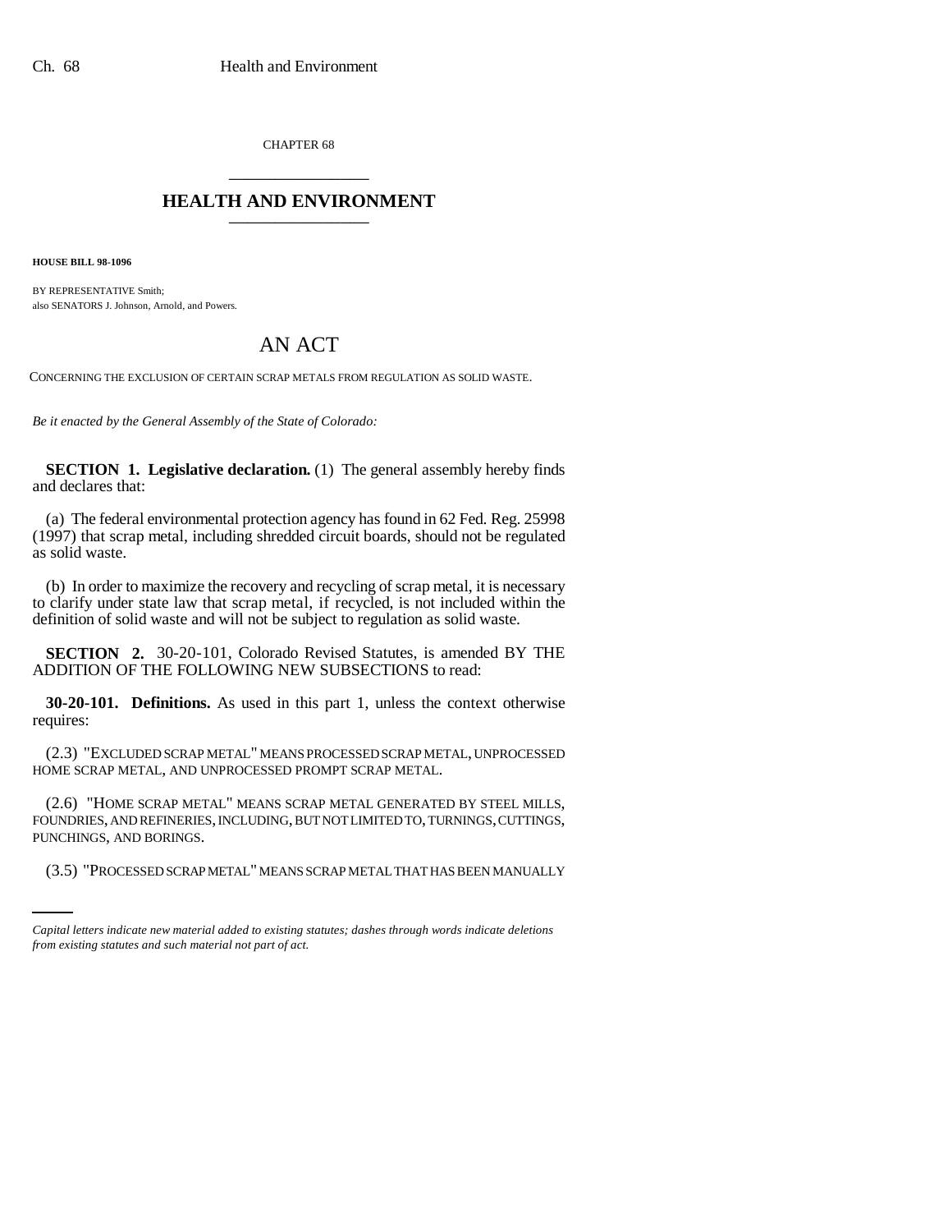CHAPTER 68

# HEALTH AND ENVIRONMENT

**HOUSE BILL 98-1096**

BY REPRESENTATIVE Smith;
also SENATORS J. Johnson, Arnold, and Powers.

# AN ACT

CONCERNING THE EXCLUSION OF CERTAIN SCRAP METALS FROM REGULATION AS SOLID WASTE.

*Be it enacted by the General Assembly of the State of Colorado:*

**SECTION 1. Legislative declaration.** (1) The general assembly hereby finds and declares that:

(a) The federal environmental protection agency has found in 62 Fed. Reg. 25998 (1997) that scrap metal, including shredded circuit boards, should not be regulated as solid waste.

(b) In order to maximize the recovery and recycling of scrap metal, it is necessary to clarify under state law that scrap metal, if recycled, is not included within the definition of solid waste and will not be subject to regulation as solid waste.

**SECTION 2.** 30-20-101, Colorado Revised Statutes, is amended BY THE ADDITION OF THE FOLLOWING NEW SUBSECTIONS to read:

**30-20-101. Definitions.** As used in this part 1, unless the context otherwise requires:

(2.3) "EXCLUDED SCRAP METAL" MEANS PROCESSED SCRAP METAL, UNPROCESSED HOME SCRAP METAL, AND UNPROCESSED PROMPT SCRAP METAL.

(2.6) "HOME SCRAP METAL" MEANS SCRAP METAL GENERATED BY STEEL MILLS, FOUNDRIES, AND REFINERIES, INCLUDING, BUT NOT LIMITED TO, TURNINGS, CUTTINGS, PUNCHINGS, AND BORINGS.

(3.5) "PROCESSED SCRAP METAL" MEANS SCRAP METAL THAT HAS BEEN MANUALLY

*Capital letters indicate new material added to existing statutes; dashes through words indicate deletions from existing statutes and such material not part of act.*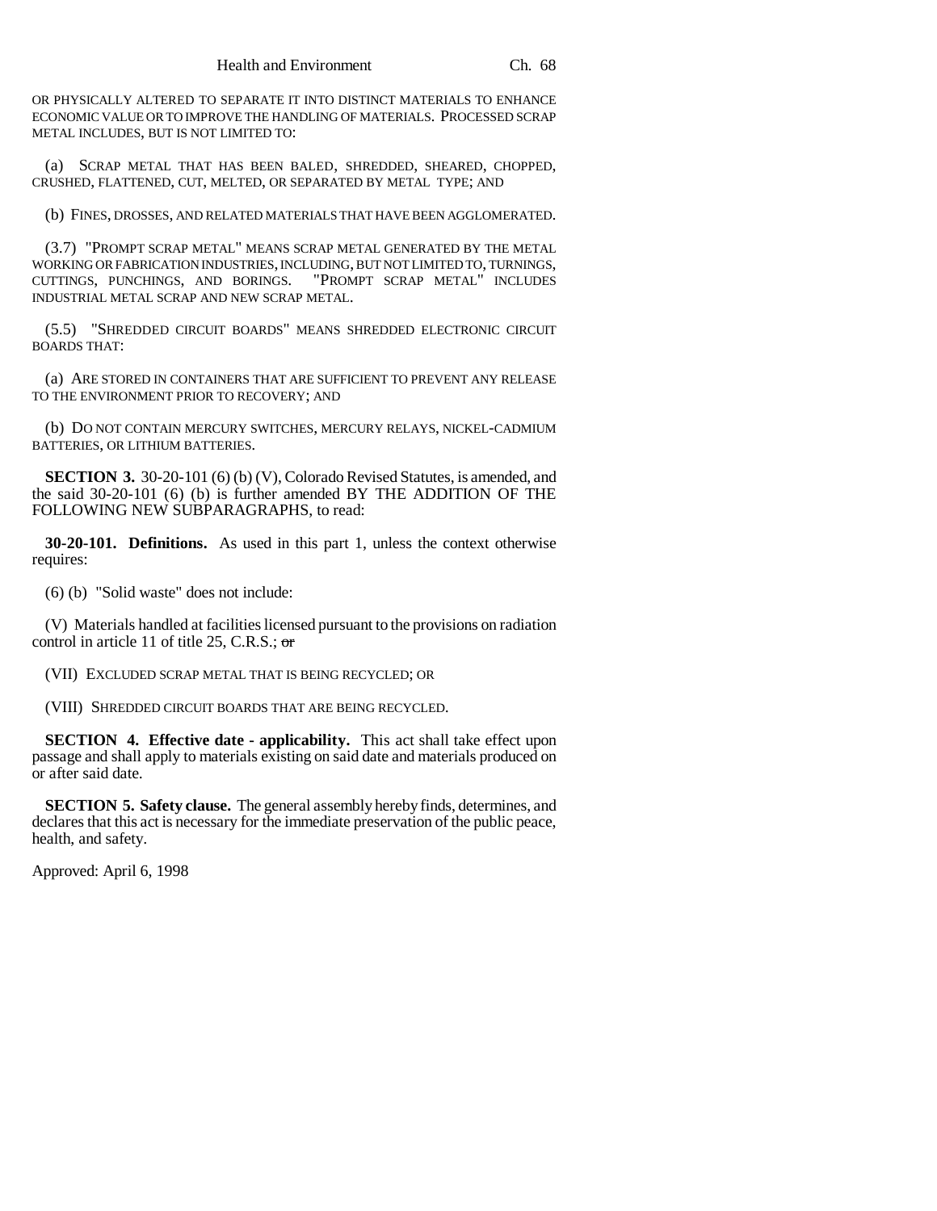OR PHYSICALLY ALTERED TO SEPARATE IT INTO DISTINCT MATERIALS TO ENHANCE ECONOMIC VALUE OR TO IMPROVE THE HANDLING OF MATERIALS. PROCESSED SCRAP METAL INCLUDES, BUT IS NOT LIMITED TO:

(a) SCRAP METAL THAT HAS BEEN BALED, SHREDDED, SHEARED, CHOPPED, CRUSHED, FLATTENED, CUT, MELTED, OR SEPARATED BY METAL TYPE; AND

(b) FINES, DROSSES, AND RELATED MATERIALS THAT HAVE BEEN AGGLOMERATED.

(3.7) "PROMPT SCRAP METAL" MEANS SCRAP METAL GENERATED BY THE METAL WORKING OR FABRICATION INDUSTRIES, INCLUDING, BUT NOT LIMITED TO, TURNINGS, CUTTINGS, PUNCHINGS, AND BORINGS. "PROMPT SCRAP METAL" INCLUDES INDUSTRIAL METAL SCRAP AND NEW SCRAP METAL.

(5.5) "SHREDDED CIRCUIT BOARDS" MEANS SHREDDED ELECTRONIC CIRCUIT BOARDS THAT:

(a) ARE STORED IN CONTAINERS THAT ARE SUFFICIENT TO PREVENT ANY RELEASE TO THE ENVIRONMENT PRIOR TO RECOVERY; AND

(b) DO NOT CONTAIN MERCURY SWITCHES, MERCURY RELAYS, NICKEL-CADMIUM BATTERIES, OR LITHIUM BATTERIES.

**SECTION 3.** 30-20-101 (6) (b) (V), Colorado Revised Statutes, is amended, and the said 30-20-101 (6) (b) is further amended BY THE ADDITION OF THE FOLLOWING NEW SUBPARAGRAPHS, to read:

**30-20-101. Definitions.** As used in this part 1, unless the context otherwise requires:

(6) (b) "Solid waste" does not include:

(V) Materials handled at facilities licensed pursuant to the provisions on radiation control in article 11 of title 25, C.R.S.; ~~or~~

(VII) EXCLUDED SCRAP METAL THAT IS BEING RECYCLED; OR

(VIII) SHREDDED CIRCUIT BOARDS THAT ARE BEING RECYCLED.

**SECTION 4. Effective date - applicability.** This act shall take effect upon passage and shall apply to materials existing on said date and materials produced on or after said date.

**SECTION 5. Safety clause.** The general assembly hereby finds, determines, and declares that this act is necessary for the immediate preservation of the public peace, health, and safety.

Approved: April 6, 1998